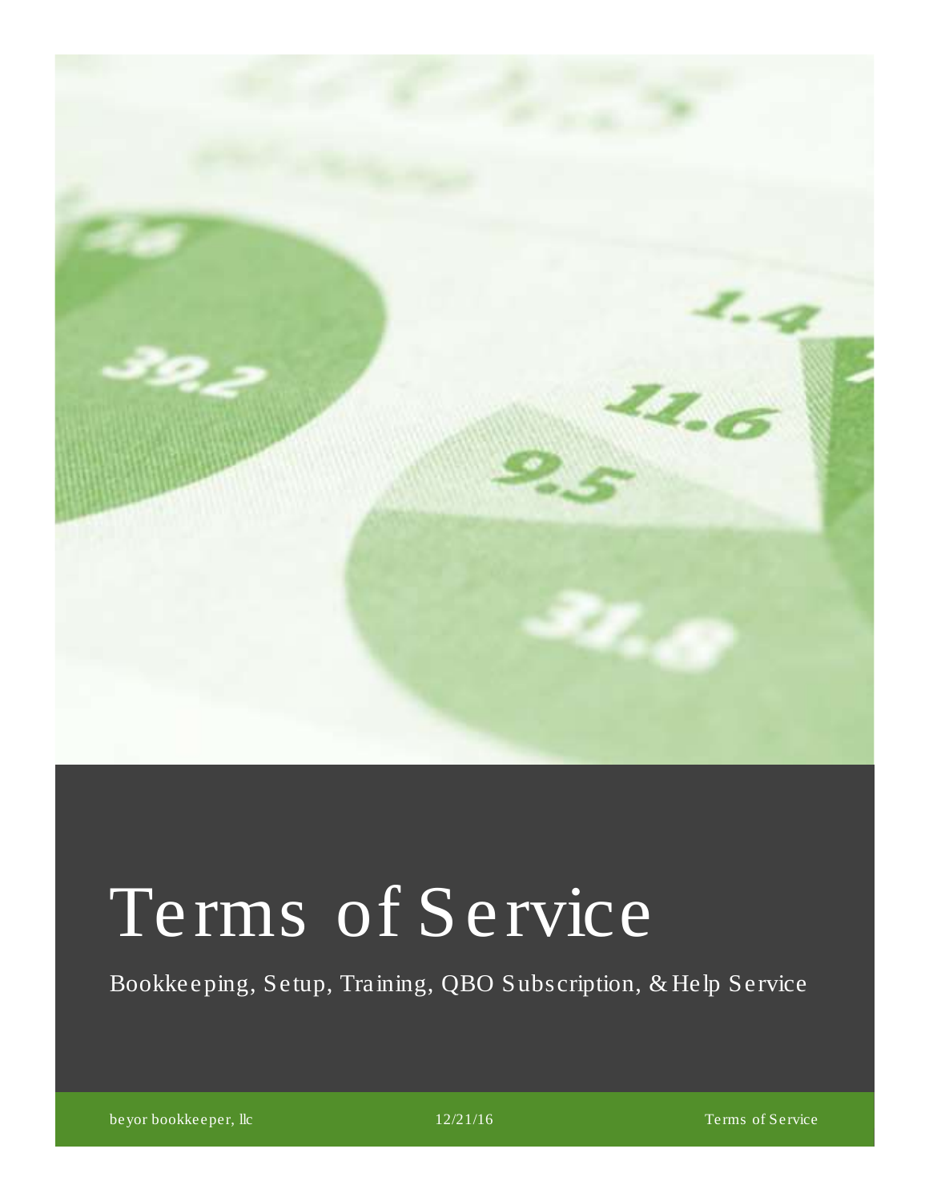# Terms of Service

Bookkeeping, Setup, Training, QBO Subscription, & Help Service

beyor bookkeeper, llc 12/21/16 Terms of Service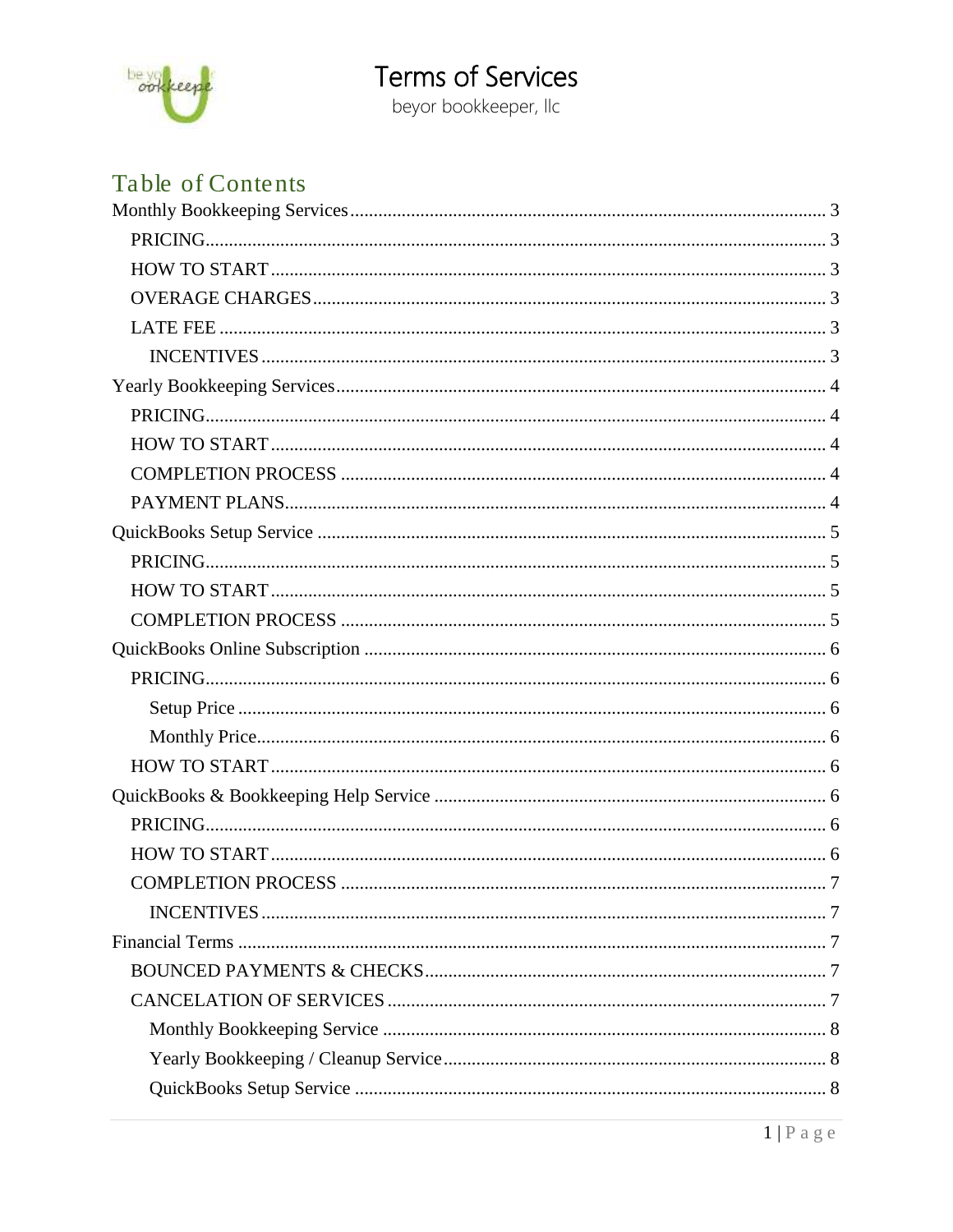# Terms of Services

beyor bookkeeper, llc

## Table of Contents

- Monthly Bookkeeping Services ..... 3
  - PRICING ..... 3
  - HOW TO START ..... 3
  - OVERAGE CHARGES ..... 3
  - LATE FEE ..... 3
    - INCENTIVES ..... 3
- Yearly Bookkeeping Services ..... 4
  - PRICING ..... 4
  - HOW TO START ..... 4
  - COMPLETION PROCESS ..... 4
  - PAYMENT PLANS ..... 4
- QuickBooks Setup Service ..... 5
  - PRICING ..... 5
  - HOW TO START ..... 5
  - COMPLETION PROCESS ..... 5
- QuickBooks Online Subscription ..... 6
  - PRICING ..... 6
    - Setup Price ..... 6
    - Monthly Price ..... 6
  - HOW TO START ..... 6
- QuickBooks & Bookkeeping Help Service ..... 6
  - PRICING ..... 6
  - HOW TO START ..... 6
  - COMPLETION PROCESS ..... 7
    - INCENTIVES ..... 7
- Financial Terms ..... 7
  - BOUNCED PAYMENTS & CHECKS ..... 7
  - CANCELATION OF SERVICES ..... 7
    - Monthly Bookkeeping Service ..... 8
    - Yearly Bookkeeping / Cleanup Service ..... 8
    - QuickBooks Setup Service ..... 8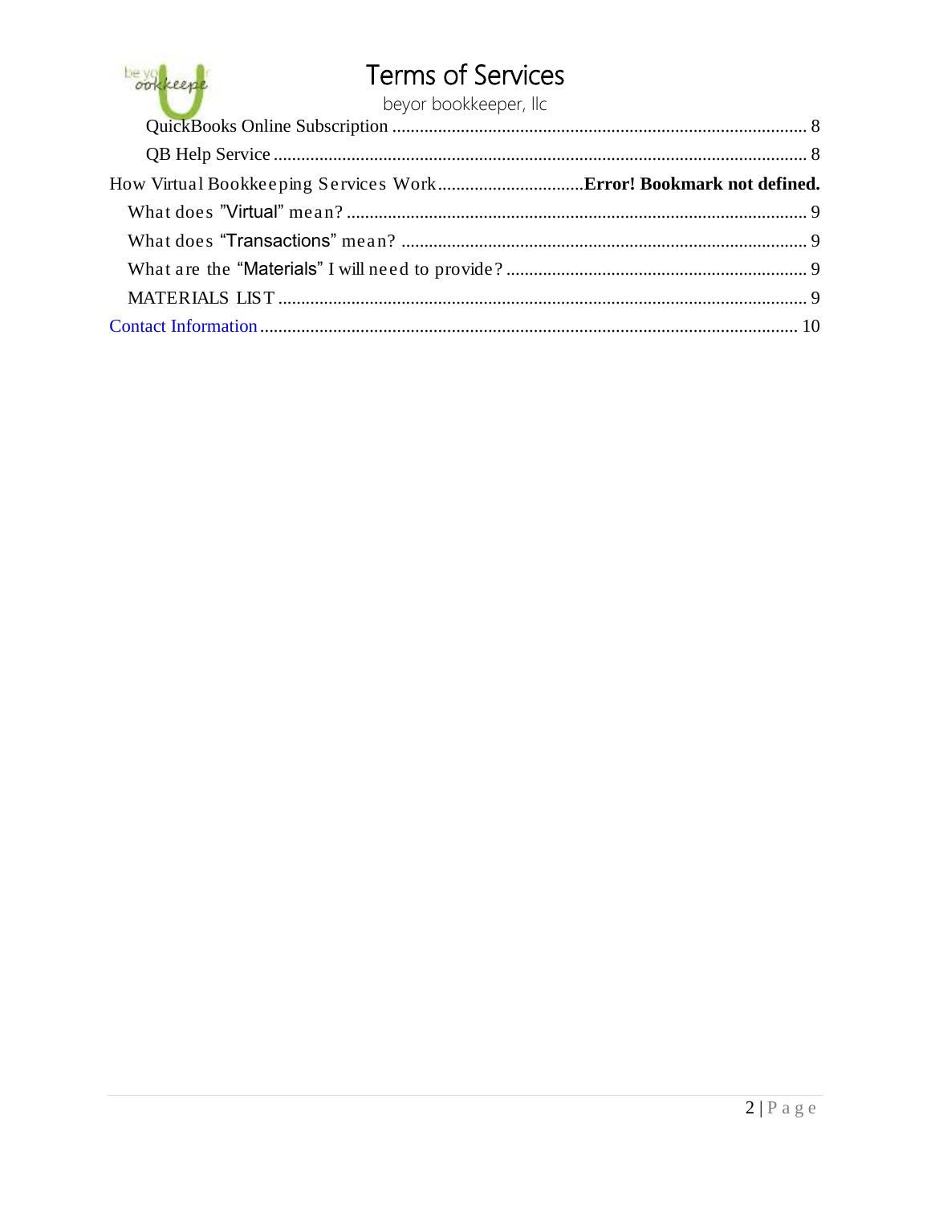QuickBooks Online Subscription ........................................................................................ 8

QB Help Service ..................................................................................................................... 8

How Virtual Bookkeeping Services Work ................................ **Error! Bookmark not defined.**

What does "Virtual" mean? ..................................................................................................... 9

What does "Transactions" mean? ......................................................................................... 9

What are the "Materials" I will need to provide? ................................................................. 9

MATERIALS LIST .................................................................................................................... 9

Contact Information ..................................................................................................................... 10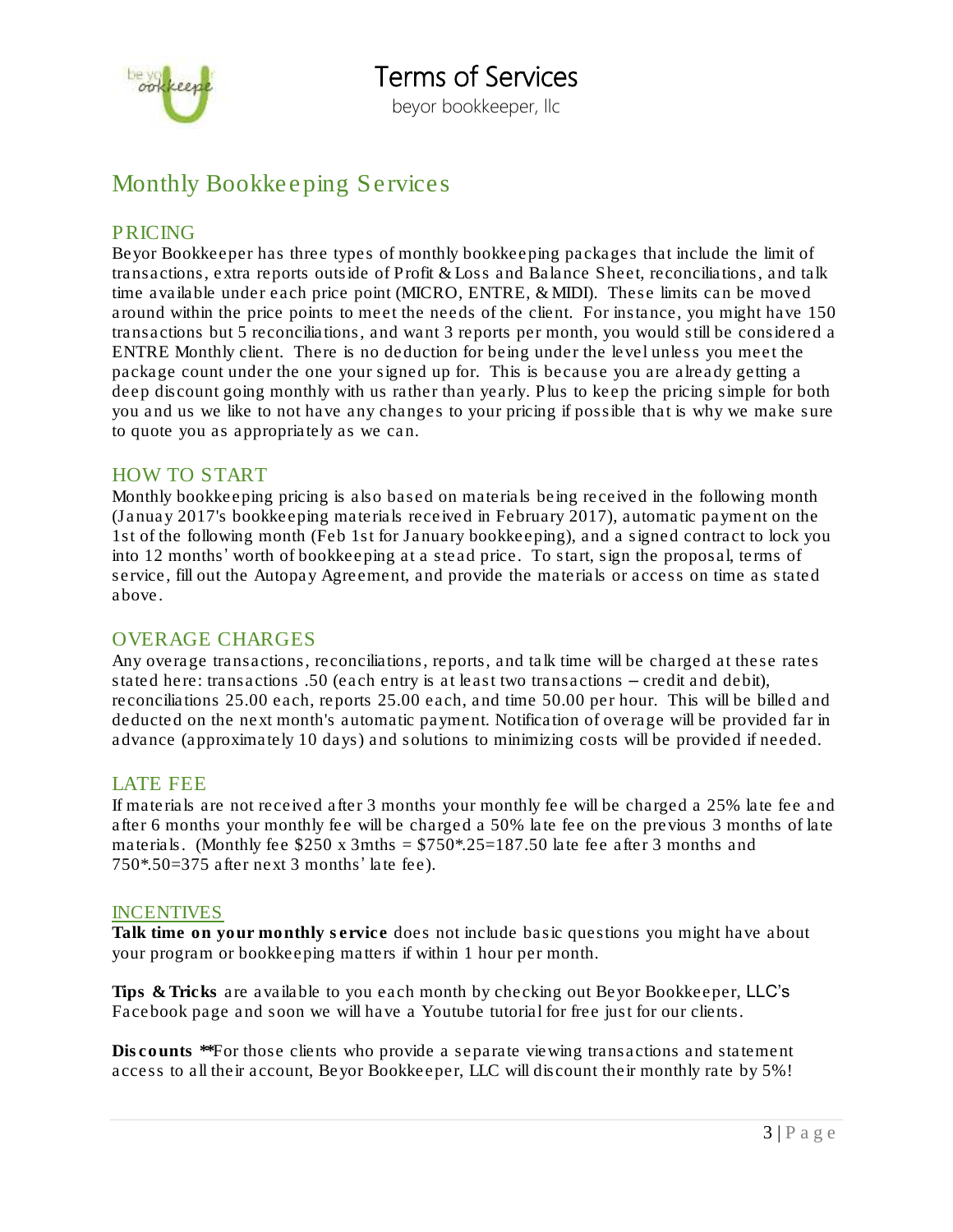# Terms of Services

beyor bookkeeper, llc

## Monthly Bookkeeping Services

### PRICING

Beyor Bookkeeper has three types of monthly bookkeeping packages that include the limit of transactions, extra reports outside of Profit & Loss and Balance Sheet, reconciliations, and talk time available under each price point (MICRO, ENTRE, & MIDI). These limits can be moved around within the price points to meet the needs of the client. For instance, you might have 150 transactions but 5 reconciliations, and want 3 reports per month, you would still be considered a ENTRE Monthly client. There is no deduction for being under the level unless you meet the package count under the one your signed up for. This is because you are already getting a deep discount going monthly with us rather than yearly. Plus to keep the pricing simple for both you and us we like to not have any changes to your pricing if possible that is why we make sure to quote you as appropriately as we can.

### HOW TO START

Monthly bookkeeping pricing is also based on materials being received in the following month (Januay 2017's bookkeeping materials received in February 2017), automatic payment on the 1st of the following month (Feb 1st for January bookkeeping), and a signed contract to lock you into 12 months' worth of bookkeeping at a stead price. To start, sign the proposal, terms of service, fill out the Autopay Agreement, and provide the materials or access on time as stated above.

### OVERAGE CHARGES

Any overage transactions, reconciliations, reports, and talk time will be charged at these rates stated here: transactions .50 (each entry is at least two transactions – credit and debit), reconciliations 25.00 each, reports 25.00 each, and time 50.00 per hour. This will be billed and deducted on the next month's automatic payment. Notification of overage will be provided far in advance (approximately 10 days) and solutions to minimizing costs will be provided if needed.

### LATE FEE

If materials are not received after 3 months your monthly fee will be charged a 25% late fee and after 6 months your monthly fee will be charged a 50% late fee on the previous 3 months of late materials. (Monthly fee $250 x 3mths = $750*.25=187.50 late fee after 3 months and 750*.50=375 after next 3 months' late fee).

### INCENTIVES

**Talk time on your monthly service** does not include basic questions you might have about your program or bookkeeping matters if within 1 hour per month.

**Tips & Tricks** are available to you each month by checking out Beyor Bookkeeper, LLC's Facebook page and soon we will have a Youtube tutorial for free just for our clients.

**Discounts** **For those clients who provide a separate viewing transactions and statement access to all their account, Beyor Bookkeeper, LLC will discount their monthly rate by 5%!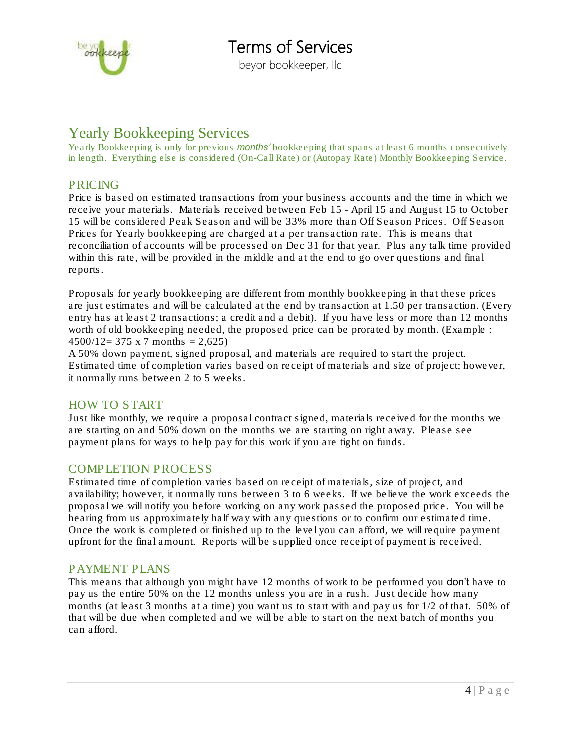# Yearly Bookkeeping Services

Yearly Bookkeeping is only for previous *months'* bookkeeping that spans at least 6 months consecutively in length. Everything else is considered (On-Call Rate) or (Autopay Rate) Monthly Bookkeeping Service.

## PRICING

Price is based on estimated transactions from your business accounts and the time in which we receive your materials. Materials received between Feb 15 - April 15 and August 15 to October 15 will be considered Peak Season and will be 33% more than Off Season Prices. Off Season Prices for Yearly bookkeeping are charged at a per transaction rate. This is means that reconciliation of accounts will be processed on Dec 31 for that year. Plus any talk time provided within this rate, will be provided in the middle and at the end to go over questions and final reports.

Proposals for yearly bookkeeping are different from monthly bookkeeping in that these prices are just estimates and will be calculated at the end by transaction at 1.50 per transaction. (Every entry has at least 2 transactions; a credit and a debit). If you have less or more than 12 months worth of old bookkeeping needed, the proposed price can be prorated by month. (Example : 4500/12= 375 x 7 months = 2,625)

A 50% down payment, signed proposal, and materials are required to start the project. Estimated time of completion varies based on receipt of materials and size of project; however, it normally runs between 2 to 5 weeks.

## HOW TO START

Just like monthly, we require a proposal contract signed, materials received for the months we are starting on and 50% down on the months we are starting on right away. Please see payment plans for ways to help pay for this work if you are tight on funds.

## COMPLETION PROCESS

Estimated time of completion varies based on receipt of materials, size of project, and availability; however, it normally runs between 3 to 6 weeks. If we believe the work exceeds the proposal we will notify you before working on any work passed the proposed price. You will be hearing from us approximately half way with any questions or to confirm our estimated time. Once the work is completed or finished up to the level you can afford, we will require payment upfront for the final amount. Reports will be supplied once receipt of payment is received.

## PAYMENT PLANS

This means that although you might have 12 months of work to be performed you don't have to pay us the entire 50% on the 12 months unless you are in a rush. Just decide how many months (at least 3 months at a time) you want us to start with and pay us for 1/2 of that. 50% of that will be due when completed and we will be able to start on the next batch of months you can afford.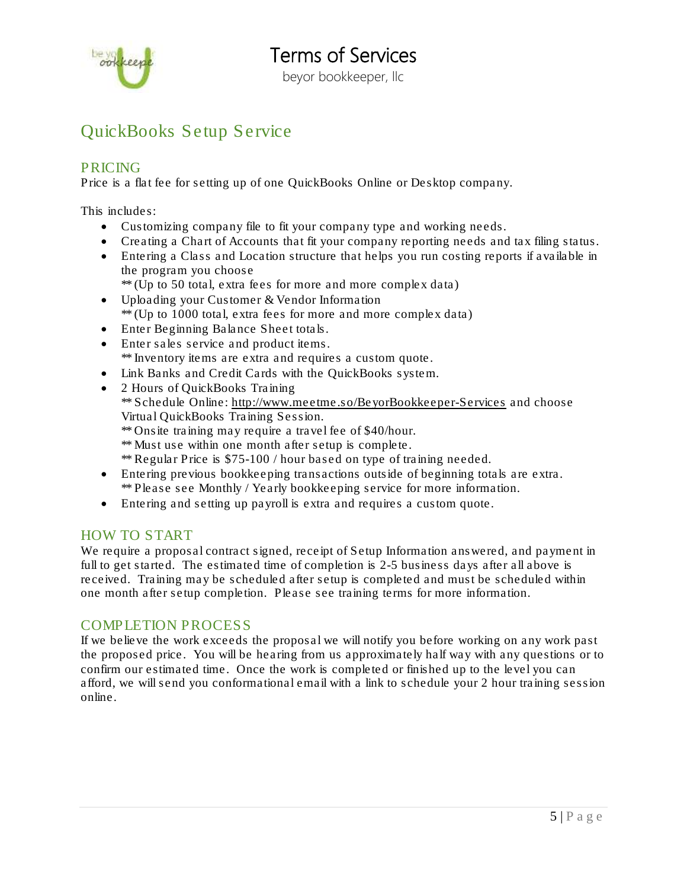# QuickBooks Setup Service

## PRICING

Price is a flat fee for setting up of one QuickBooks Online or Desktop company.

This includes:

- Customizing company file to fit your company type and working needs.
- Creating a Chart of Accounts that fit your company reporting needs and tax filing status.
- Entering a Class and Location structure that helps you run costing reports if available in the program you choose
  ** (Up to 50 total, extra fees for more and more complex data)
- Uploading your Customer & Vendor Information
  ** (Up to 1000 total, extra fees for more and more complex data)
- Enter Beginning Balance Sheet totals.
- Enter sales service and product items.
  ** Inventory items are extra and requires a custom quote.
- Link Banks and Credit Cards with the QuickBooks system.
- 2 Hours of QuickBooks Training
  ** Schedule Online: http://www.meetme.so/BeyorBookkeeper-Services and choose Virtual QuickBooks Training Session.
  ** Onsite training may require a travel fee of $40/hour.
  ** Must use within one month after setup is complete.
  ** Regular Price is $75-100 / hour based on type of training needed.
- Entering previous bookkeeping transactions outside of beginning totals are extra.
  ** Please see Monthly / Yearly bookkeeping service for more information.
- Entering and setting up payroll is extra and requires a custom quote.

## HOW TO START

We require a proposal contract signed, receipt of Setup Information answered, and payment in full to get started. The estimated time of completion is 2-5 business days after all above is received. Training may be scheduled after setup is completed and must be scheduled within one month after setup completion. Please see training terms for more information.

## COMPLETION PROCESS

If we believe the work exceeds the proposal we will notify you before working on any work past the proposed price. You will be hearing from us approximately half way with any questions or to confirm our estimated time. Once the work is completed or finished up to the level you can afford, we will send you conformational email with a link to schedule your 2 hour training session online.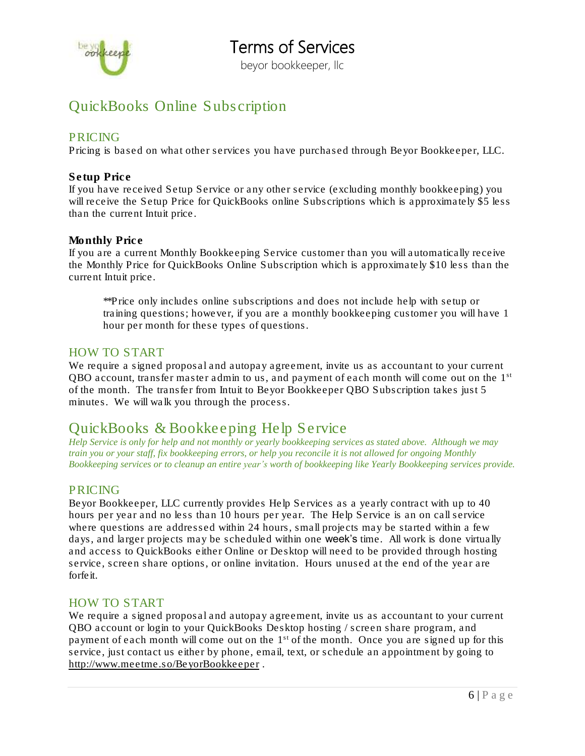# QuickBooks Online Subscription

## PRICING

Pricing is based on what other services you have purchased through Beyor Bookkeeper, LLC.

**Setup Price**

If you have received Setup Service or any other service (excluding monthly bookkeeping) you will receive the Setup Price for QuickBooks online Subscriptions which is approximately $5 less than the current Intuit price.

**Monthly Price**

If you are a current Monthly Bookkeeping Service customer than you will automatically receive the Monthly Price for QuickBooks Online Subscription which is approximately $10 less than the current Intuit price.

> **Price only includes online subscriptions and does not include help with setup or training questions; however, if you are a monthly bookkeeping customer you will have 1 hour per month for these types of questions.

## HOW TO START

We require a signed proposal and autopay agreement, invite us as accountant to your current QBO account, transfer master admin to us, and payment of each month will come out on the 1st of the month. The transfer from Intuit to Beyor Bookkeeper QBO Subscription takes just 5 minutes. We will walk you through the process.

# QuickBooks & Bookkeeping Help Service

*Help Service is only for help and not monthly or yearly bookkeeping services as stated above. Although we may train you or your staff, fix bookkeeping errors, or help you reconcile it is not allowed for ongoing Monthly Bookkeeping services or to cleanup an entire year's worth of bookkeeping like Yearly Bookkeeping services provide.*

## PRICING

Beyor Bookkeeper, LLC currently provides Help Services as a yearly contract with up to 40 hours per year and no less than 10 hours per year. The Help Service is an on call service where questions are addressed within 24 hours, small projects may be started within a few days, and larger projects may be scheduled within one week's time. All work is done virtually and access to QuickBooks either Online or Desktop will need to be provided through hosting service, screen share options, or online invitation. Hours unused at the end of the year are forfeit.

## HOW TO START

We require a signed proposal and autopay agreement, invite us as accountant to your current QBO account or login to your QuickBooks Desktop hosting / screen share program, and payment of each month will come out on the 1st of the month. Once you are signed up for this service, just contact us either by phone, email, text, or schedule an appointment by going to http://www.meetme.so/BeyorBookkeeper .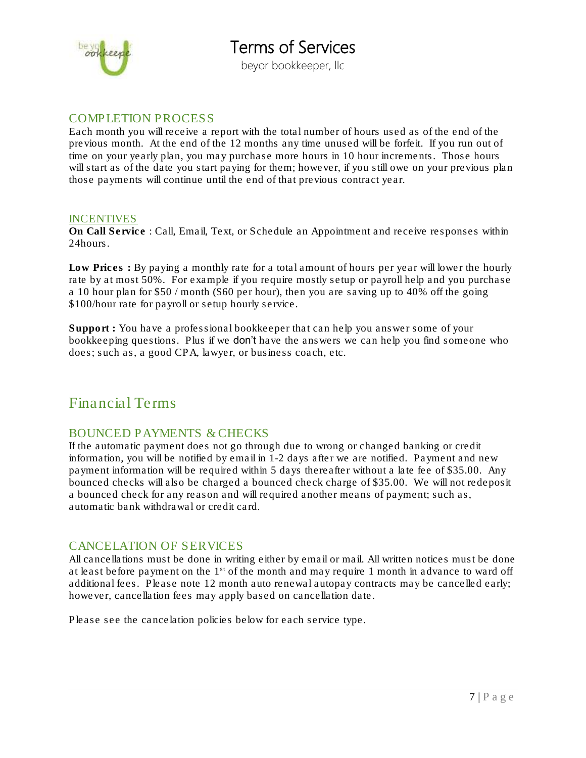## COMPLETION PROCESS

Each month you will receive a report with the total number of hours used as of the end of the previous month. At the end of the 12 months any time unused will be forfeit. If you run out of time on your yearly plan, you may purchase more hours in 10 hour increments. Those hours will start as of the date you start paying for them; however, if you still owe on your previous plan those payments will continue until the end of that previous contract year.

## INCENTIVES

**On Call Service** : Call, Email, Text, or Schedule an Appointment and receive responses within 24hours.

**Low Prices :** By paying a monthly rate for a total amount of hours per year will lower the hourly rate by at most 50%. For example if you require mostly setup or payroll help and you purchase a 10 hour plan for $50 / month ($60 per hour), then you are saving up to 40% off the going $100/hour rate for payroll or setup hourly service.

**Support :** You have a professional bookkeeper that can help you answer some of your bookkeeping questions. Plus if we don't have the answers we can help you find someone who does; such as, a good CPA, lawyer, or business coach, etc.

# Financial Terms

## BOUNCED PAYMENTS & CHECKS

If the automatic payment does not go through due to wrong or changed banking or credit information, you will be notified by email in 1-2 days after we are notified. Payment and new payment information will be required within 5 days thereafter without a late fee of $35.00. Any bounced checks will also be charged a bounced check charge of $35.00. We will not redeposit a bounced check for any reason and will required another means of payment; such as, automatic bank withdrawal or credit card.

## CANCELATION OF SERVICES

All cancellations must be done in writing either by email or mail. All written notices must be done at least before payment on the 1st of the month and may require 1 month in advance to ward off additional fees. Please note 12 month auto renewal autopay contracts may be cancelled early; however, cancellation fees may apply based on cancellation date.

Please see the cancelation policies below for each service type.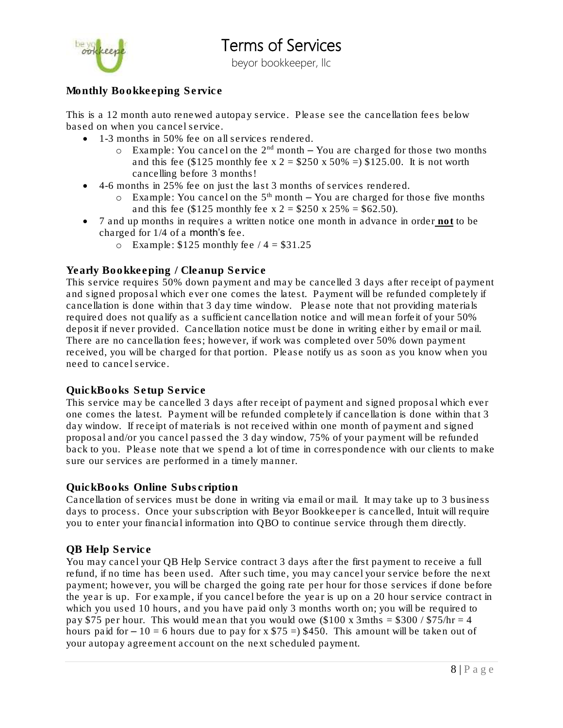# Terms of Services

beyor bookkeeper, llc

### Monthly Bookkeeping Service

This is a 12 month auto renewed autopay service. Please see the cancellation fees below based on when you cancel service.

- 1-3 months in 50% fee on all services rendered.
  - Example: You cancel on the 2nd month – You are charged for those two months and this fee ($125 monthly fee x 2 = $250 x 50% =) $125.00. It is not worth cancelling before 3 months!
- 4-6 months in 25% fee on just the last 3 months of services rendered.
  - Example: You cancel on the 5th month – You are charged for those five months and this fee ($125 monthly fee x 2 = $250 x 25% = $62.50).
- 7 and up months in requires a written notice one month in advance in order **not** to be charged for 1/4 of a month's fee.
  - Example: $125 monthly fee / 4 = $31.25

### Yearly Bookkeeping / Cleanup Service

This service requires 50% down payment and may be cancelled 3 days after receipt of payment and signed proposal which ever one comes the latest. Payment will be refunded completely if cancellation is done within that 3 day time window. Please note that not providing materials required does not qualify as a sufficient cancellation notice and will mean forfeit of your 50% deposit if never provided. Cancellation notice must be done in writing either by email or mail. There are no cancellation fees; however, if work was completed over 50% down payment received, you will be charged for that portion. Please notify us as soon as you know when you need to cancel service.

### QuickBooks Setup Service

This service may be cancelled 3 days after receipt of payment and signed proposal which ever one comes the latest. Payment will be refunded completely if cancellation is done within that 3 day window. If receipt of materials is not received within one month of payment and signed proposal and/or you cancel passed the 3 day window, 75% of your payment will be refunded back to you. Please note that we spend a lot of time in correspondence with our clients to make sure our services are performed in a timely manner.

### QuickBooks Online Subscription

Cancellation of services must be done in writing via email or mail. It may take up to 3 business days to process. Once your subscription with Beyor Bookkeeper is cancelled, Intuit will require you to enter your financial information into QBO to continue service through them directly.

### QB Help Service

You may cancel your QB Help Service contract 3 days after the first payment to receive a full refund, if no time has been used. After such time, you may cancel your service before the next payment; however, you will be charged the going rate per hour for those services if done before the year is up. For example, if you cancel before the year is up on a 20 hour service contract in which you used 10 hours, and you have paid only 3 months worth on; you will be required to pay $75 per hour. This would mean that you would owe ($100 x 3mths = $300 / $75/hr = 4 hours paid for – 10 = 6 hours due to pay for x $75 =) $450. This amount will be taken out of your autopay agreement account on the next scheduled payment.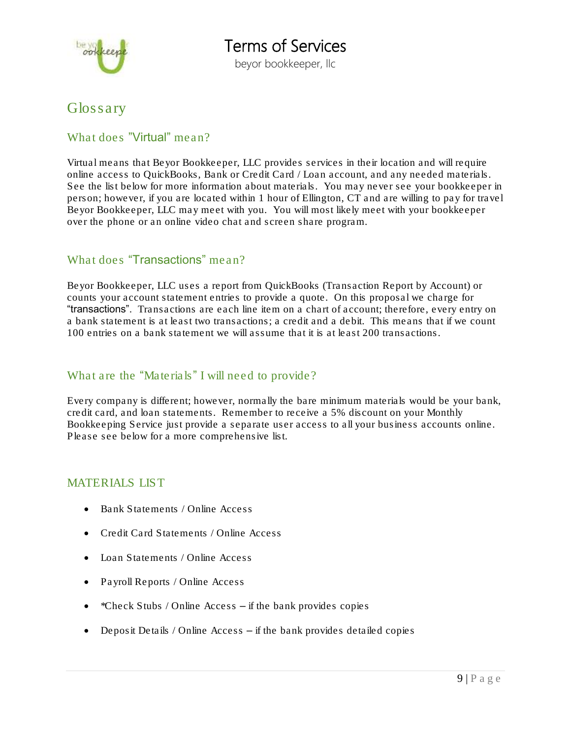# Glossary

## What does "Virtual" mean?

Virtual means that Beyor Bookkeeper, LLC provides services in their location and will require online access to QuickBooks, Bank or Credit Card / Loan account, and any needed materials. See the list below for more information about materials. You may never see your bookkeeper in person; however, if you are located within 1 hour of Ellington, CT and are willing to pay for travel Beyor Bookkeeper, LLC may meet with you. You will most likely meet with your bookkeeper over the phone or an online video chat and screen share program.

## What does "Transactions" mean?

Beyor Bookkeeper, LLC uses a report from QuickBooks (Transaction Report by Account) or counts your account statement entries to provide a quote. On this proposal we charge for "transactions". Transactions are each line item on a chart of account; therefore, every entry on a bank statement is at least two transactions; a credit and a debit. This means that if we count 100 entries on a bank statement we will assume that it is at least 200 transactions.

## What are the "Materials" I will need to provide?

Every company is different; however, normally the bare minimum materials would be your bank, credit card, and loan statements. Remember to receive a 5% discount on your Monthly Bookkeeping Service just provide a separate user access to all your business accounts online. Please see below for a more comprehensive list.

## MATERIALS LIST

- Bank Statements / Online Access
- Credit Card Statements / Online Access
- Loan Statements / Online Access
- Payroll Reports / Online Access
- *Check Stubs / Online Access – if the bank provides copies
- Deposit Details / Online Access – if the bank provides detailed copies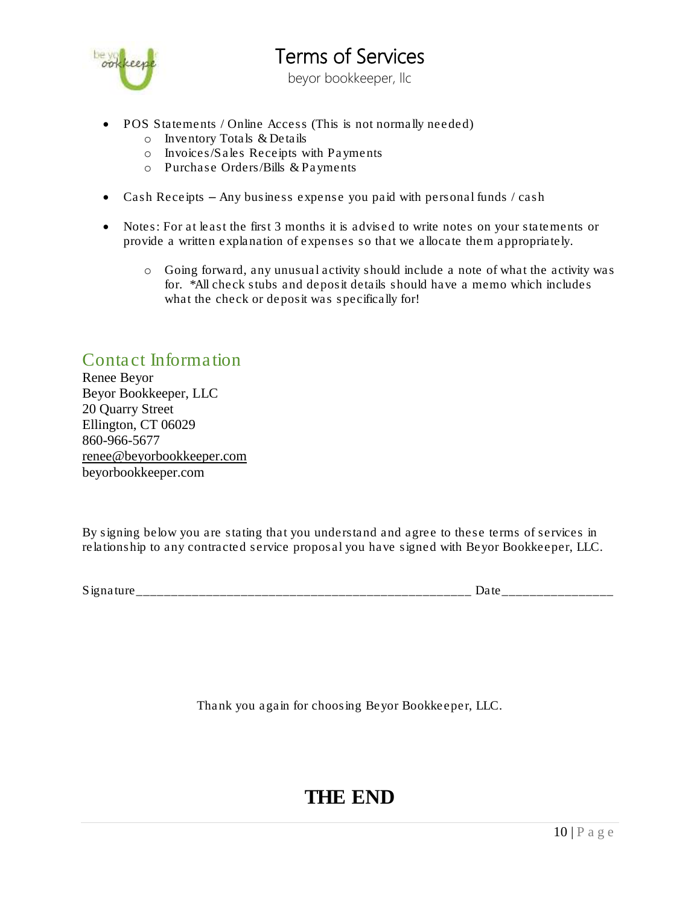- POS Statements / Online Access (This is not normally needed)
  - Inventory Totals & Details
  - Invoices/Sales Receipts with Payments
  - Purchase Orders/Bills & Payments
- Cash Receipts – Any business expense you paid with personal funds / cash
- Notes: For at least the first 3 months it is advised to write notes on your statements or provide a written explanation of expenses so that we allocate them appropriately.
  - Going forward, any unusual activity should include a note of what the activity was for. *All check stubs and deposit details should have a memo which includes what the check or deposit was specifically for!

## Contact Information

Renee Beyor
Beyor Bookkeeper, LLC
20 Quarry Street
Ellington, CT 06029
860-966-5677
renee@beyorbookkeeper.com
beyorbookkeeper.com

By signing below you are stating that you understand and agree to these terms of services in relationship to any contracted service proposal you have signed with Beyor Bookkeeper, LLC.

Signature__________________________________________________ Date________________

Thank you again for choosing Beyor Bookkeeper, LLC.

**THE END**